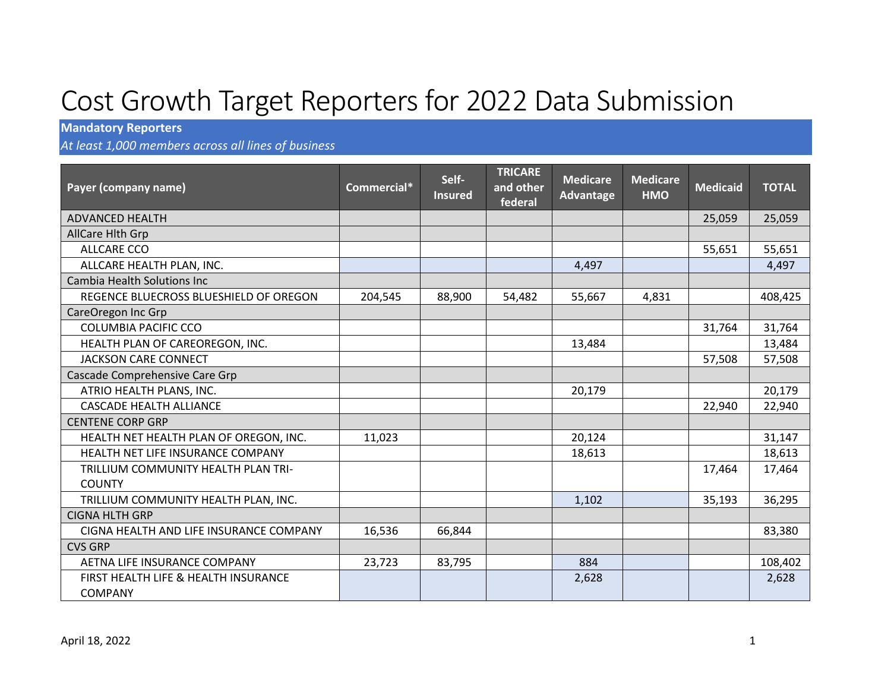# Cost Growth Target Reporters for 2022 Data Submission

**Mandatory Reporters**

*At least 1,000 members across all lines of business*

| Payer (company name) | Commercial* | Self-Insured | TRICARE and other federal | Medicare Advantage | Medicare HMO | Medicaid | TOTAL |
|---|---|---|---|---|---|---|---|
| ADVANCED HEALTH | | | | | | 25,059 | 25,059 |
| AllCare Hlth Grp | | | | | | | |
| ALLCARE CCO | | | | | | 55,651 | 55,651 |
| ALLCARE HEALTH PLAN, INC. | | | | 4,497 | | | 4,497 |
| Cambia Health Solutions Inc | | | | | | | |
| REGENCE BLUECROSS BLUESHIELD OF OREGON | 204,545 | 88,900 | 54,482 | 55,667 | 4,831 | | 408,425 |
| CareOregon Inc Grp | | | | | | | |
| COLUMBIA PACIFIC CCO | | | | | | 31,764 | 31,764 |
| HEALTH PLAN OF CAREOREGON, INC. | | | | 13,484 | | | 13,484 |
| JACKSON CARE CONNECT | | | | | | 57,508 | 57,508 |
| Cascade Comprehensive Care Grp | | | | | | | |
| ATRIO HEALTH PLANS, INC. | | | | 20,179 | | | 20,179 |
| CASCADE HEALTH ALLIANCE | | | | | | 22,940 | 22,940 |
| CENTENE CORP GRP | | | | | | | |
| HEALTH NET HEALTH PLAN OF OREGON, INC. | 11,023 | | | 20,124 | | | 31,147 |
| HEALTH NET LIFE INSURANCE COMPANY | | | | 18,613 | | | 18,613 |
| TRILLIUM COMMUNITY HEALTH PLAN TRI-COUNTY | | | | | | 17,464 | 17,464 |
| TRILLIUM COMMUNITY HEALTH PLAN, INC. | | | | 1,102 | | 35,193 | 36,295 |
| CIGNA HLTH GRP | | | | | | | |
| CIGNA HEALTH AND LIFE INSURANCE COMPANY | 16,536 | 66,844 | | | | | 83,380 |
| CVS GRP | | | | | | | |
| AETNA LIFE INSURANCE COMPANY | 23,723 | 83,795 | | 884 | | | 108,402 |
| FIRST HEALTH LIFE & HEALTH INSURANCE COMPANY | | | | 2,628 | | | 2,628 |

April 18, 2022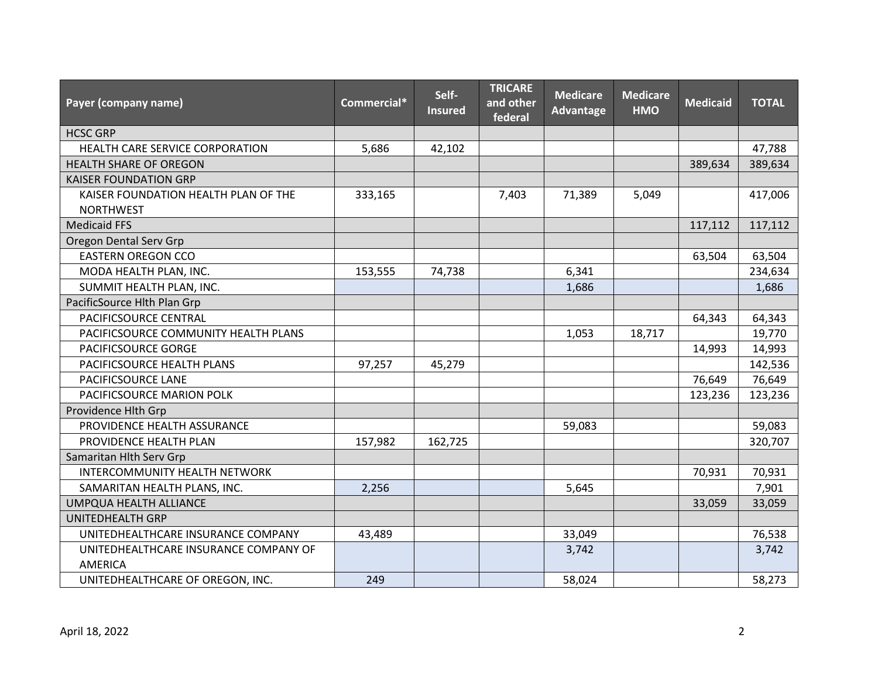| Payer (company name) | Commercial* | Self-Insured | TRICARE and other federal | Medicare Advantage | Medicare HMO | Medicaid | TOTAL |
|---|---|---|---|---|---|---|---|
| HCSC GRP | | | | | | | |
| HEALTH CARE SERVICE CORPORATION | 5,686 | 42,102 | | | | | 47,788 |
| HEALTH SHARE OF OREGON | | | | | | 389,634 | 389,634 |
| KAISER FOUNDATION GRP | | | | | | | |
| KAISER FOUNDATION HEALTH PLAN OF THE NORTHWEST | 333,165 | | 7,403 | 71,389 | 5,049 | | 417,006 |
| Medicaid FFS | | | | | | 117,112 | 117,112 |
| Oregon Dental Serv Grp | | | | | | | |
| EASTERN OREGON CCO | | | | | | 63,504 | 63,504 |
| MODA HEALTH PLAN, INC. | 153,555 | 74,738 | | 6,341 | | | 234,634 |
| SUMMIT HEALTH PLAN, INC. | | | | 1,686 | | | 1,686 |
| PacificSource Hlth Plan Grp | | | | | | | |
| PACIFICSOURCE CENTRAL | | | | | | 64,343 | 64,343 |
| PACIFICSOURCE COMMUNITY HEALTH PLANS | | | | 1,053 | 18,717 | | 19,770 |
| PACIFICSOURCE GORGE | | | | | | 14,993 | 14,993 |
| PACIFICSOURCE HEALTH PLANS | 97,257 | 45,279 | | | | | 142,536 |
| PACIFICSOURCE LANE | | | | | | 76,649 | 76,649 |
| PACIFICSOURCE MARION POLK | | | | | | 123,236 | 123,236 |
| Providence Hlth Grp | | | | | | | |
| PROVIDENCE HEALTH ASSURANCE | | | | 59,083 | | | 59,083 |
| PROVIDENCE HEALTH PLAN | 157,982 | 162,725 | | | | | 320,707 |
| Samaritan Hlth Serv Grp | | | | | | | |
| INTERCOMMUNITY HEALTH NETWORK | | | | | | 70,931 | 70,931 |
| SAMARITAN HEALTH PLANS, INC. | 2,256 | | | 5,645 | | | 7,901 |
| UMPQUA HEALTH ALLIANCE | | | | | | 33,059 | 33,059 |
| UNITEDHEALTH GRP | | | | | | | |
| UNITEDHEALTHCARE INSURANCE COMPANY | 43,489 | | | 33,049 | | | 76,538 |
| UNITEDHEALTHCARE INSURANCE COMPANY OF AMERICA | | | | 3,742 | | | 3,742 |
| UNITEDHEALTHCARE OF OREGON, INC. | 249 | | | 58,024 | | | 58,273 |

April 18, 2022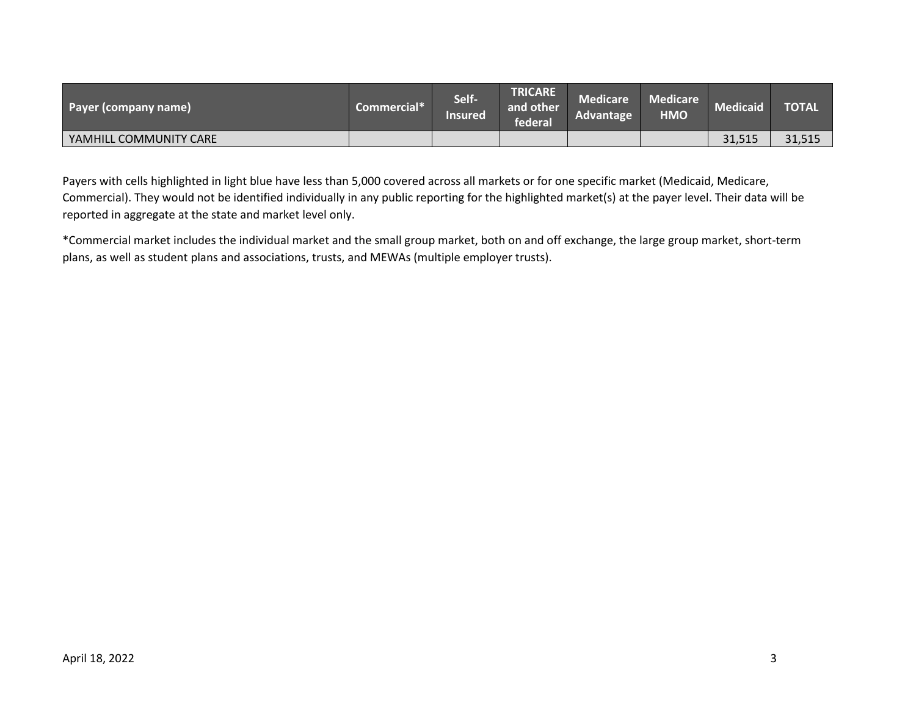| Payer (company name) | Commercial* | Self-Insured | TRICARE and other federal | Medicare Advantage | Medicare HMO | Medicaid | TOTAL |
|---|---|---|---|---|---|---|---|
| YAMHILL COMMUNITY CARE | | | | | | 31,515 | 31,515 |

Payers with cells highlighted in light blue have less than 5,000 covered across all markets or for one specific market (Medicaid, Medicare, Commercial). They would not be identified individually in any public reporting for the highlighted market(s) at the payer level. Their data will be reported in aggregate at the state and market level only.

*Commercial market includes the individual market and the small group market, both on and off exchange, the large group market, short-term plans, as well as student plans and associations, trusts, and MEWAs (multiple employer trusts).

April 18, 2022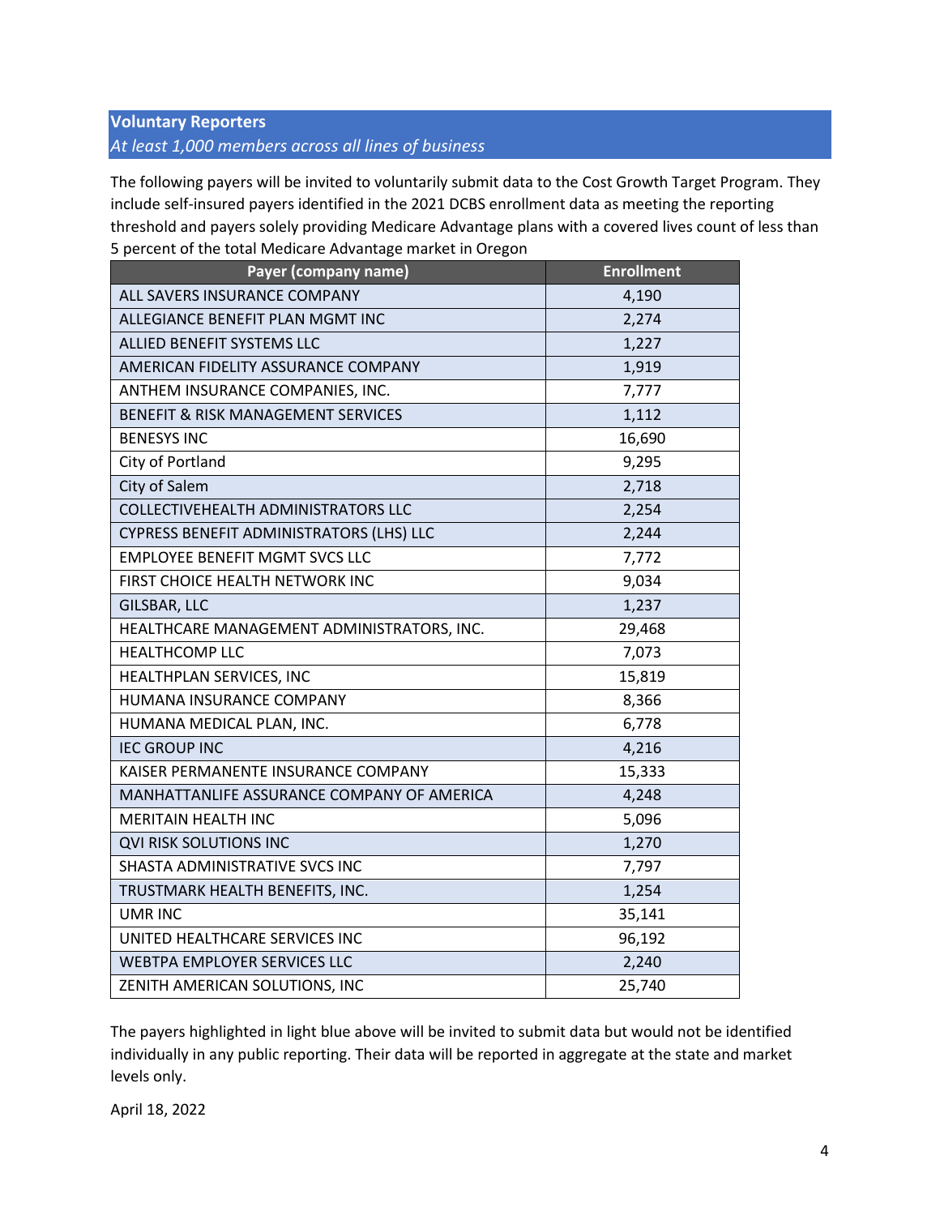**Voluntary Reporters**

*At least 1,000 members across all lines of business*

The following payers will be invited to voluntarily submit data to the Cost Growth Target Program. They include self-insured payers identified in the 2021 DCBS enrollment data as meeting the reporting threshold and payers solely providing Medicare Advantage plans with a covered lives count of less than 5 percent of the total Medicare Advantage market in Oregon

| Payer (company name) | Enrollment |
|---|---|
| ALL SAVERS INSURANCE COMPANY | 4,190 |
| ALLEGIANCE BENEFIT PLAN MGMT INC | 2,274 |
| ALLIED BENEFIT SYSTEMS LLC | 1,227 |
| AMERICAN FIDELITY ASSURANCE COMPANY | 1,919 |
| ANTHEM INSURANCE COMPANIES, INC. | 7,777 |
| BENEFIT & RISK MANAGEMENT SERVICES | 1,112 |
| BENESYS INC | 16,690 |
| City of Portland | 9,295 |
| City of Salem | 2,718 |
| COLLECTIVEHEALTH ADMINISTRATORS LLC | 2,254 |
| CYPRESS BENEFIT ADMINISTRATORS (LHS) LLC | 2,244 |
| EMPLOYEE BENEFIT MGMT SVCS LLC | 7,772 |
| FIRST CHOICE HEALTH NETWORK INC | 9,034 |
| GILSBAR, LLC | 1,237 |
| HEALTHCARE MANAGEMENT ADMINISTRATORS, INC. | 29,468 |
| HEALTHCOMP LLC | 7,073 |
| HEALTHPLAN SERVICES, INC | 15,819 |
| HUMANA INSURANCE COMPANY | 8,366 |
| HUMANA MEDICAL PLAN, INC. | 6,778 |
| IEC GROUP INC | 4,216 |
| KAISER PERMANENTE INSURANCE COMPANY | 15,333 |
| MANHATTANLIFE ASSURANCE COMPANY OF AMERICA | 4,248 |
| MERITAIN HEALTH INC | 5,096 |
| QVI RISK SOLUTIONS INC | 1,270 |
| SHASTA ADMINISTRATIVE SVCS INC | 7,797 |
| TRUSTMARK HEALTH BENEFITS, INC. | 1,254 |
| UMR INC | 35,141 |
| UNITED HEALTHCARE SERVICES INC | 96,192 |
| WEBTPA EMPLOYER SERVICES LLC | 2,240 |
| ZENITH AMERICAN SOLUTIONS, INC | 25,740 |

The payers highlighted in light blue above will be invited to submit data but would not be identified individually in any public reporting. Their data will be reported in aggregate at the state and market levels only.

April 18, 2022